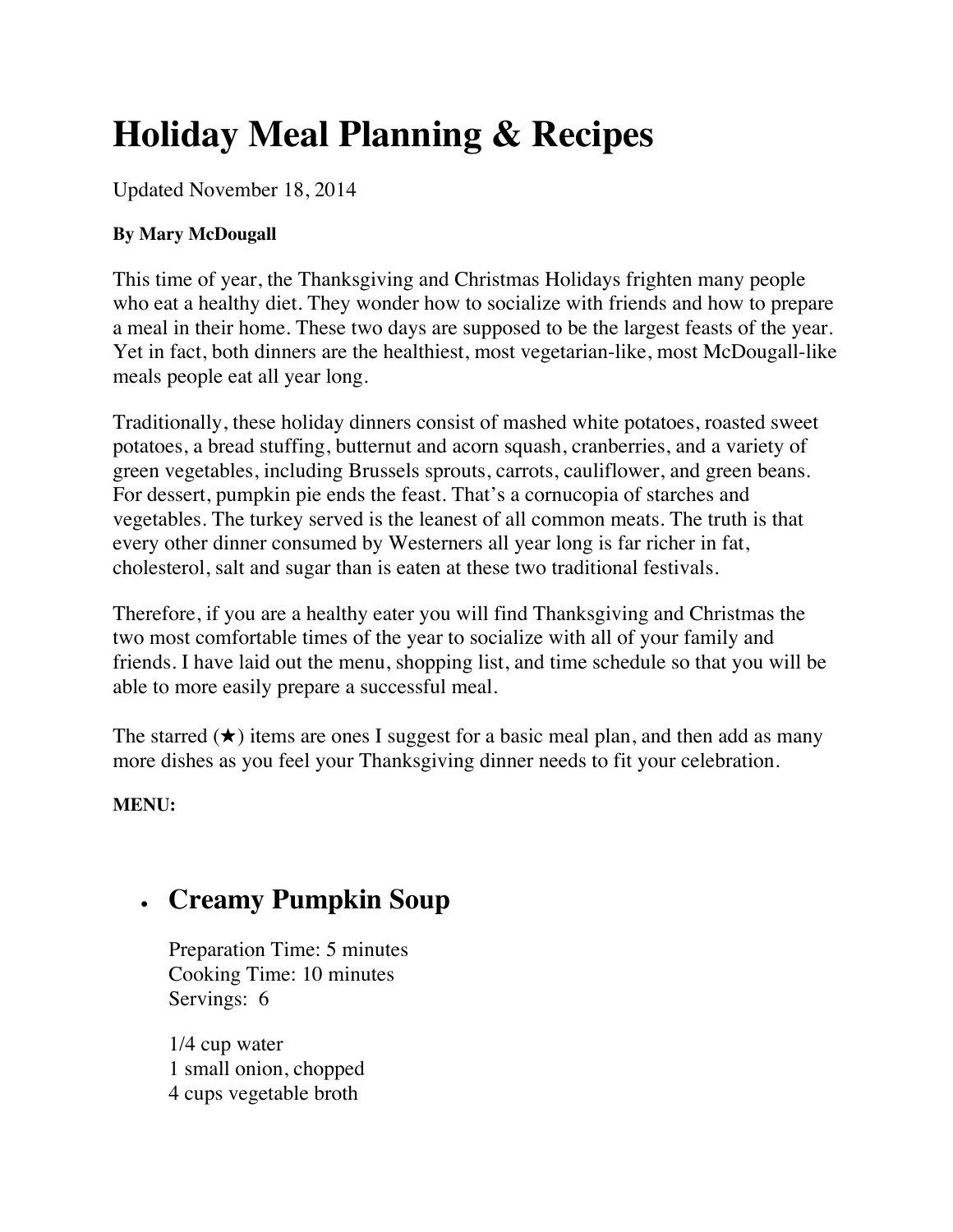# Holiday Meal Planning & Recipes

Updated November 18, 2014

**By Mary McDougall**

This time of year, the Thanksgiving and Christmas Holidays frighten many people who eat a healthy diet. They wonder how to socialize with friends and how to prepare a meal in their home. These two days are supposed to be the largest feasts of the year. Yet in fact, both dinners are the healthiest, most vegetarian-like, most McDougall-like meals people eat all year long.

Traditionally, these holiday dinners consist of mashed white potatoes, roasted sweet potatoes, a bread stuffing, butternut and acorn squash, cranberries, and a variety of green vegetables, including Brussels sprouts, carrots, cauliflower, and green beans. For dessert, pumpkin pie ends the feast. That's a cornucopia of starches and vegetables. The turkey served is the leanest of all common meats. The truth is that every other dinner consumed by Westerners all year long is far richer in fat, cholesterol, salt and sugar than is eaten at these two traditional festivals.

Therefore, if you are a healthy eater you will find Thanksgiving and Christmas the two most comfortable times of the year to socialize with all of your family and friends. I have laid out the menu, shopping list, and time schedule so that you will be able to more easily prepare a successful meal.

The starred (★) items are ones I suggest for a basic meal plan, and then add as many more dishes as you feel your Thanksgiving dinner needs to fit your celebration.

**MENU:**

- ## Creamy Pumpkin Soup

  Preparation Time: 5 minutes
  Cooking Time: 10 minutes
  Servings: 6

  1/4 cup water
  1 small onion, chopped
  4 cups vegetable broth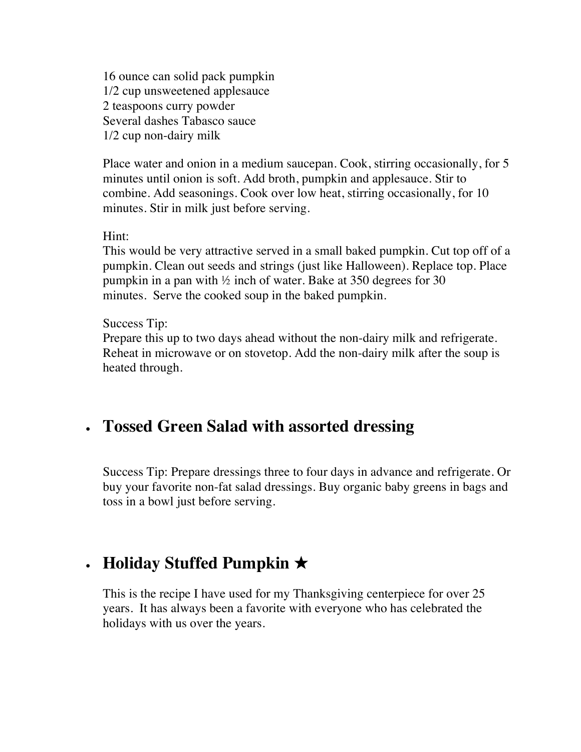16 ounce can solid pack pumpkin
1/2 cup unsweetened applesauce
2 teaspoons curry powder
Several dashes Tabasco sauce
1/2 cup non-dairy milk

Place water and onion in a medium saucepan. Cook, stirring occasionally, for 5 minutes until onion is soft. Add broth, pumpkin and applesauce. Stir to combine. Add seasonings. Cook over low heat, stirring occasionally, for 10 minutes. Stir in milk just before serving.

Hint:
This would be very attractive served in a small baked pumpkin. Cut top off of a pumpkin. Clean out seeds and strings (just like Halloween). Replace top. Place pumpkin in a pan with ½ inch of water. Bake at 350 degrees for 30 minutes. Serve the cooked soup in the baked pumpkin.

Success Tip:
Prepare this up to two days ahead without the non-dairy milk and refrigerate. Reheat in microwave or on stovetop. Add the non-dairy milk after the soup is heated through.

- ## Tossed Green Salad with assorted dressing

Success Tip: Prepare dressings three to four days in advance and refrigerate. Or buy your favorite non-fat salad dressings. Buy organic baby greens in bags and toss in a bowl just before serving.

- ## Holiday Stuffed Pumpkin ★

This is the recipe I have used for my Thanksgiving centerpiece for over 25 years. It has always been a favorite with everyone who has celebrated the holidays with us over the years.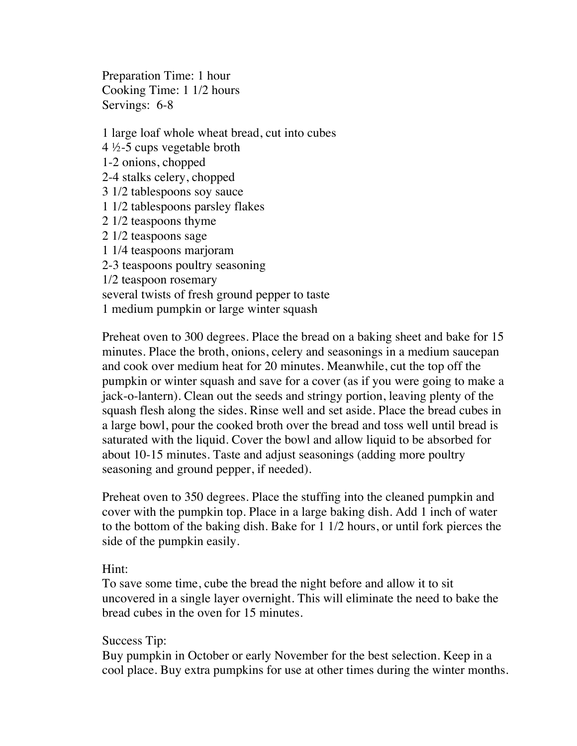Preparation Time: 1 hour
Cooking Time: 1 1/2 hours
Servings: 6-8

1 large loaf whole wheat bread, cut into cubes
4 ½-5 cups vegetable broth
1-2 onions, chopped
2-4 stalks celery, chopped
3 1/2 tablespoons soy sauce
1 1/2 tablespoons parsley flakes
2 1/2 teaspoons thyme
2 1/2 teaspoons sage
1 1/4 teaspoons marjoram
2-3 teaspoons poultry seasoning
1/2 teaspoon rosemary
several twists of fresh ground pepper to taste
1 medium pumpkin or large winter squash

Preheat oven to 300 degrees. Place the bread on a baking sheet and bake for 15 minutes. Place the broth, onions, celery and seasonings in a medium saucepan and cook over medium heat for 20 minutes. Meanwhile, cut the top off the pumpkin or winter squash and save for a cover (as if you were going to make a jack-o-lantern). Clean out the seeds and stringy portion, leaving plenty of the squash flesh along the sides. Rinse well and set aside. Place the bread cubes in a large bowl, pour the cooked broth over the bread and toss well until bread is saturated with the liquid. Cover the bowl and allow liquid to be absorbed for about 10-15 minutes. Taste and adjust seasonings (adding more poultry seasoning and ground pepper, if needed).

Preheat oven to 350 degrees. Place the stuffing into the cleaned pumpkin and cover with the pumpkin top. Place in a large baking dish. Add 1 inch of water to the bottom of the baking dish. Bake for 1 1/2 hours, or until fork pierces the side of the pumpkin easily.

Hint:
To save some time, cube the bread the night before and allow it to sit uncovered in a single layer overnight. This will eliminate the need to bake the bread cubes in the oven for 15 minutes.

Success Tip:
Buy pumpkin in October or early November for the best selection. Keep in a cool place. Buy extra pumpkins for use at other times during the winter months.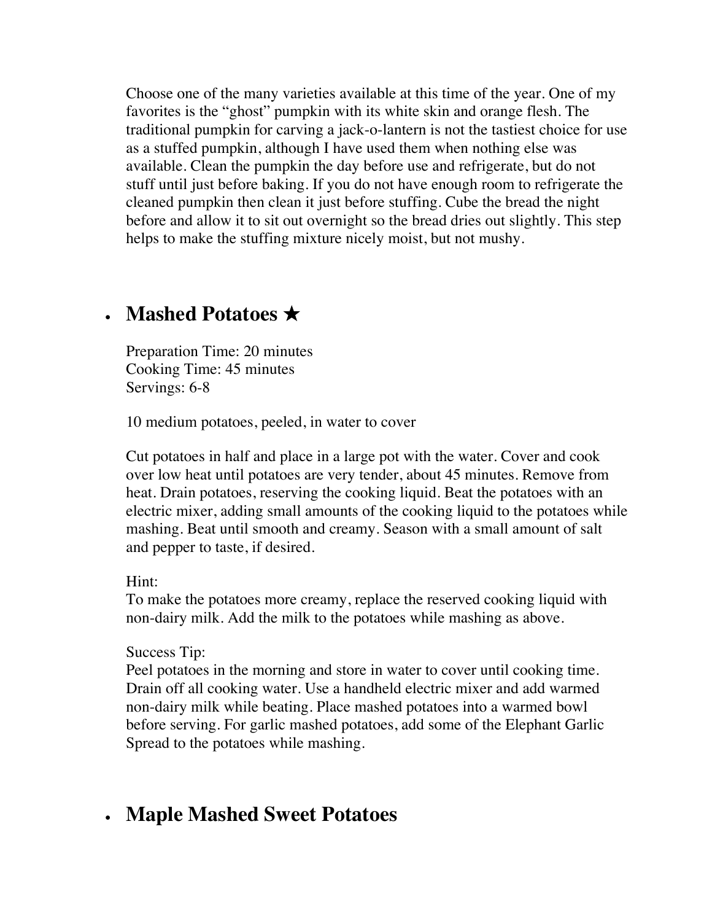Choose one of the many varieties available at this time of the year. One of my favorites is the “ghost” pumpkin with its white skin and orange flesh. The traditional pumpkin for carving a jack-o-lantern is not the tastiest choice for use as a stuffed pumpkin, although I have used them when nothing else was available. Clean the pumpkin the day before use and refrigerate, but do not stuff until just before baking. If you do not have enough room to refrigerate the cleaned pumpkin then clean it just before stuffing. Cube the bread the night before and allow it to sit out overnight so the bread dries out slightly. This step helps to make the stuffing mixture nicely moist, but not mushy.

- ## Mashed Potatoes ★

Preparation Time: 20 minutes
Cooking Time: 45 minutes
Servings: 6-8

10 medium potatoes, peeled, in water to cover

Cut potatoes in half and place in a large pot with the water. Cover and cook over low heat until potatoes are very tender, about 45 minutes. Remove from heat. Drain potatoes, reserving the cooking liquid. Beat the potatoes with an electric mixer, adding small amounts of the cooking liquid to the potatoes while mashing. Beat until smooth and creamy. Season with a small amount of salt and pepper to taste, if desired.

Hint:
To make the potatoes more creamy, replace the reserved cooking liquid with non-dairy milk. Add the milk to the potatoes while mashing as above.

Success Tip:
Peel potatoes in the morning and store in water to cover until cooking time. Drain off all cooking water. Use a handheld electric mixer and add warmed non-dairy milk while beating. Place mashed potatoes into a warmed bowl before serving. For garlic mashed potatoes, add some of the Elephant Garlic Spread to the potatoes while mashing.

- ## Maple Mashed Sweet Potatoes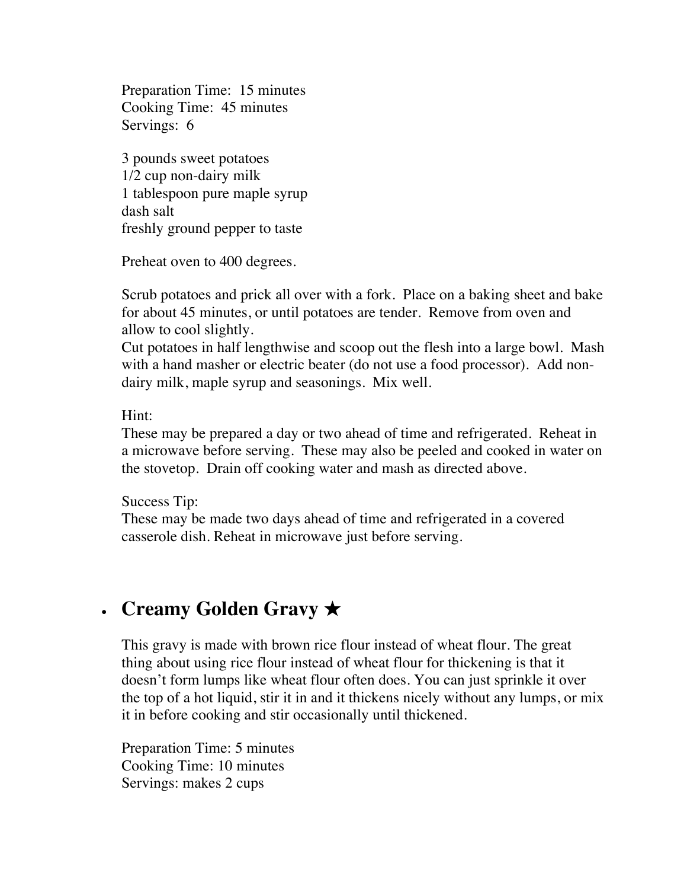Preparation Time: 15 minutes
Cooking Time: 45 minutes
Servings: 6

3 pounds sweet potatoes
1/2 cup non-dairy milk
1 tablespoon pure maple syrup
dash salt
freshly ground pepper to taste

Preheat oven to 400 degrees.

Scrub potatoes and prick all over with a fork. Place on a baking sheet and bake for about 45 minutes, or until potatoes are tender. Remove from oven and allow to cool slightly.
Cut potatoes in half lengthwise and scoop out the flesh into a large bowl. Mash with a hand masher or electric beater (do not use a food processor). Add non-dairy milk, maple syrup and seasonings. Mix well.

Hint:
These may be prepared a day or two ahead of time and refrigerated. Reheat in a microwave before serving. These may also be peeled and cooked in water on the stovetop. Drain off cooking water and mash as directed above.

Success Tip:
These may be made two days ahead of time and refrigerated in a covered casserole dish. Reheat in microwave just before serving.

- ## Creamy Golden Gravy ★

This gravy is made with brown rice flour instead of wheat flour. The great thing about using rice flour instead of wheat flour for thickening is that it doesn't form lumps like wheat flour often does. You can just sprinkle it over the top of a hot liquid, stir it in and it thickens nicely without any lumps, or mix it in before cooking and stir occasionally until thickened.

Preparation Time: 5 minutes
Cooking Time: 10 minutes
Servings: makes 2 cups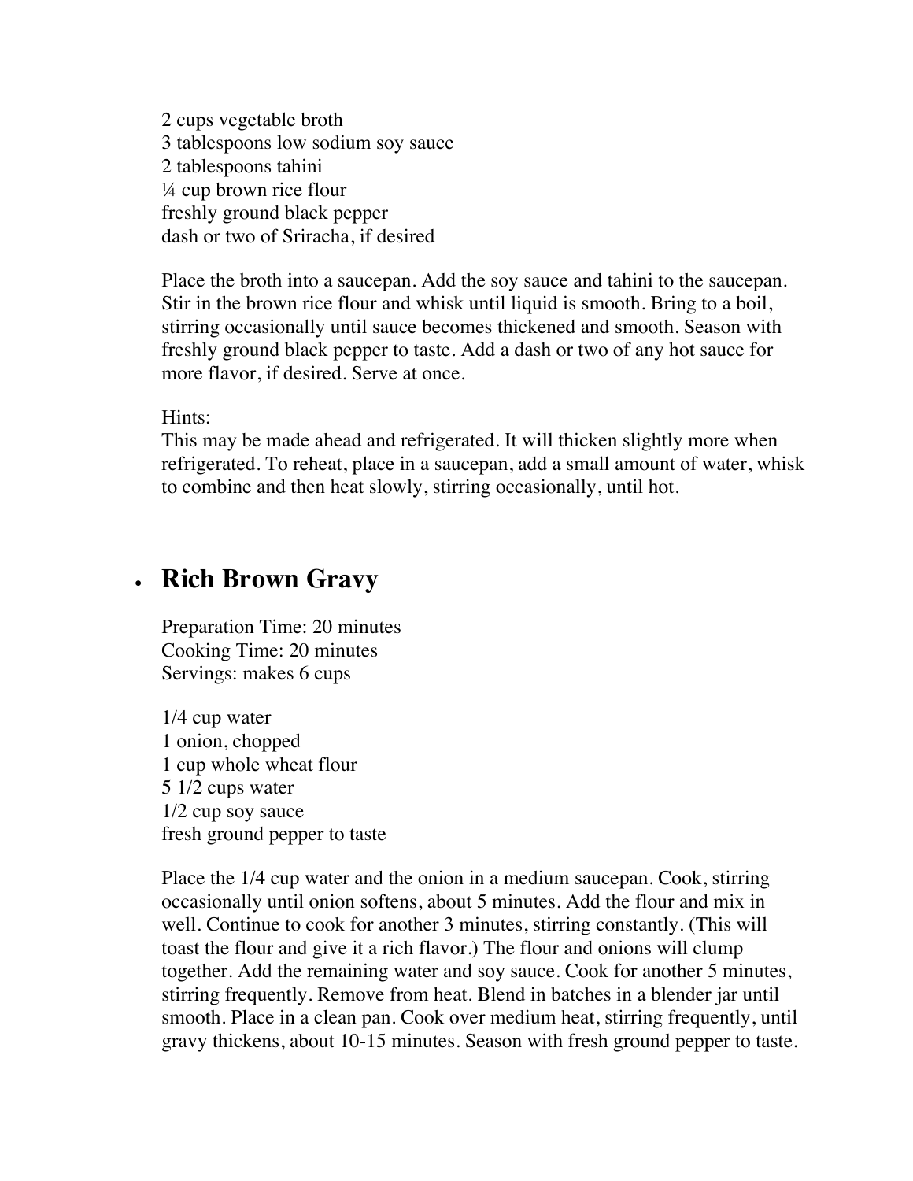2 cups vegetable broth
3 tablespoons low sodium soy sauce
2 tablespoons tahini
¼ cup brown rice flour
freshly ground black pepper
dash or two of Sriracha, if desired

Place the broth into a saucepan. Add the soy sauce and tahini to the saucepan. Stir in the brown rice flour and whisk until liquid is smooth. Bring to a boil, stirring occasionally until sauce becomes thickened and smooth. Season with freshly ground black pepper to taste. Add a dash or two of any hot sauce for more flavor, if desired. Serve at once.

Hints:
This may be made ahead and refrigerated. It will thicken slightly more when refrigerated. To reheat, place in a saucepan, add a small amount of water, whisk to combine and then heat slowly, stirring occasionally, until hot.

- ## Rich Brown Gravy

Preparation Time: 20 minutes
Cooking Time: 20 minutes
Servings: makes 6 cups

1/4 cup water
1 onion, chopped
1 cup whole wheat flour
5 1/2 cups water
1/2 cup soy sauce
fresh ground pepper to taste

Place the 1/4 cup water and the onion in a medium saucepan. Cook, stirring occasionally until onion softens, about 5 minutes. Add the flour and mix in well. Continue to cook for another 3 minutes, stirring constantly. (This will toast the flour and give it a rich flavor.) The flour and onions will clump together. Add the remaining water and soy sauce. Cook for another 5 minutes, stirring frequently. Remove from heat. Blend in batches in a blender jar until smooth. Place in a clean pan. Cook over medium heat, stirring frequently, until gravy thickens, about 10-15 minutes. Season with fresh ground pepper to taste.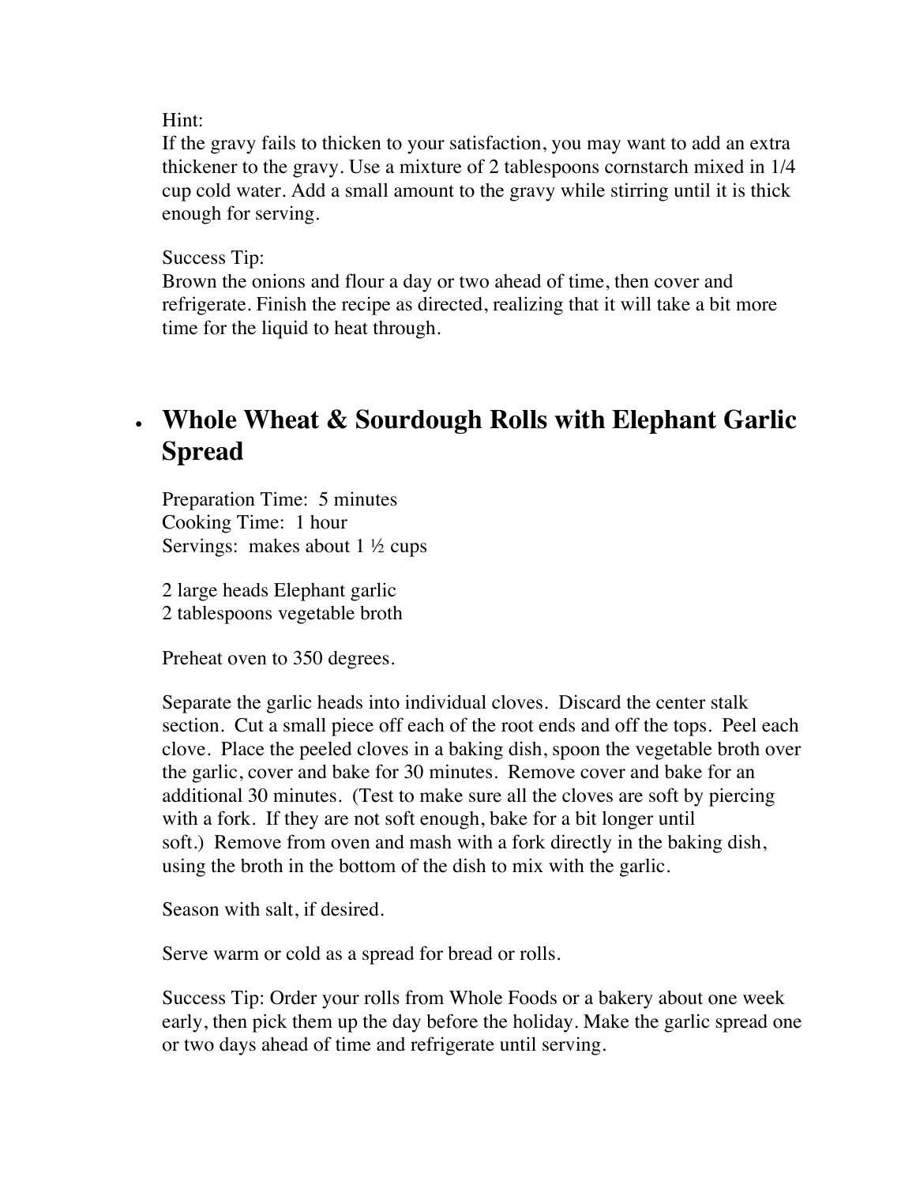Hint:
If the gravy fails to thicken to your satisfaction, you may want to add an extra thickener to the gravy. Use a mixture of 2 tablespoons cornstarch mixed in 1/4 cup cold water. Add a small amount to the gravy while stirring until it is thick enough for serving.

Success Tip:
Brown the onions and flour a day or two ahead of time, then cover and refrigerate. Finish the recipe as directed, realizing that it will take a bit more time for the liquid to heat through.

- ## Whole Wheat & Sourdough Rolls with Elephant Garlic Spread

Preparation Time: 5 minutes
Cooking Time: 1 hour
Servings: makes about 1 ½ cups

2 large heads Elephant garlic
2 tablespoons vegetable broth

Preheat oven to 350 degrees.

Separate the garlic heads into individual cloves. Discard the center stalk section. Cut a small piece off each of the root ends and off the tops. Peel each clove. Place the peeled cloves in a baking dish, spoon the vegetable broth over the garlic, cover and bake for 30 minutes. Remove cover and bake for an additional 30 minutes. (Test to make sure all the cloves are soft by piercing with a fork. If they are not soft enough, bake for a bit longer until soft.) Remove from oven and mash with a fork directly in the baking dish, using the broth in the bottom of the dish to mix with the garlic.

Season with salt, if desired.

Serve warm or cold as a spread for bread or rolls.

Success Tip: Order your rolls from Whole Foods or a bakery about one week early, then pick them up the day before the holiday. Make the garlic spread one or two days ahead of time and refrigerate until serving.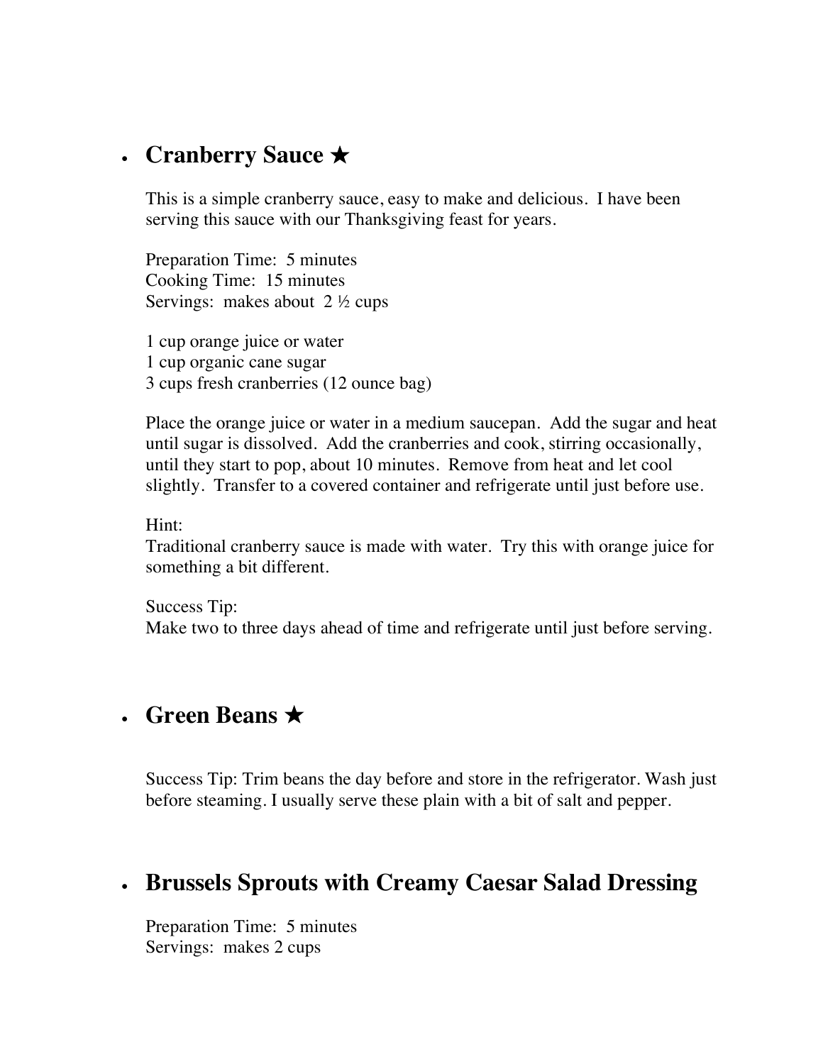- ## Cranberry Sauce ★

  This is a simple cranberry sauce, easy to make and delicious. I have been serving this sauce with our Thanksgiving feast for years.

  Preparation Time: 5 minutes
  Cooking Time: 15 minutes
  Servings: makes about 2 ½ cups

  1 cup orange juice or water
  1 cup organic cane sugar
  3 cups fresh cranberries (12 ounce bag)

  Place the orange juice or water in a medium saucepan. Add the sugar and heat until sugar is dissolved. Add the cranberries and cook, stirring occasionally, until they start to pop, about 10 minutes. Remove from heat and let cool slightly. Transfer to a covered container and refrigerate until just before use.

  Hint:
  Traditional cranberry sauce is made with water. Try this with orange juice for something a bit different.

  Success Tip:
  Make two to three days ahead of time and refrigerate until just before serving.

- ## Green Beans ★

  Success Tip: Trim beans the day before and store in the refrigerator. Wash just before steaming. I usually serve these plain with a bit of salt and pepper.

- ## Brussels Sprouts with Creamy Caesar Salad Dressing

  Preparation Time: 5 minutes
  Servings: makes 2 cups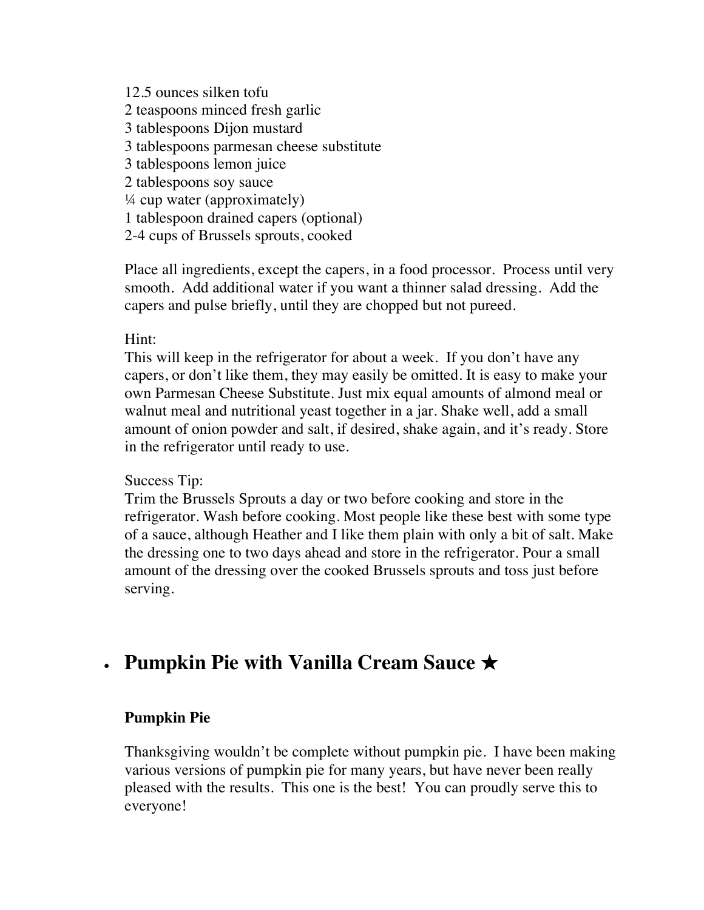12.5 ounces silken tofu
2 teaspoons minced fresh garlic
3 tablespoons Dijon mustard
3 tablespoons parmesan cheese substitute
3 tablespoons lemon juice
2 tablespoons soy sauce
¼ cup water (approximately)
1 tablespoon drained capers (optional)
2-4 cups of Brussels sprouts, cooked

Place all ingredients, except the capers, in a food processor. Process until very smooth. Add additional water if you want a thinner salad dressing. Add the capers and pulse briefly, until they are chopped but not pureed.

Hint:
This will keep in the refrigerator for about a week. If you don't have any capers, or don't like them, they may easily be omitted. It is easy to make your own Parmesan Cheese Substitute. Just mix equal amounts of almond meal or walnut meal and nutritional yeast together in a jar. Shake well, add a small amount of onion powder and salt, if desired, shake again, and it's ready. Store in the refrigerator until ready to use.

Success Tip:
Trim the Brussels Sprouts a day or two before cooking and store in the refrigerator. Wash before cooking. Most people like these best with some type of a sauce, although Heather and I like them plain with only a bit of salt. Make the dressing one to two days ahead and store in the refrigerator. Pour a small amount of the dressing over the cooked Brussels sprouts and toss just before serving.

## • Pumpkin Pie with Vanilla Cream Sauce ★

### Pumpkin Pie

Thanksgiving wouldn't be complete without pumpkin pie. I have been making various versions of pumpkin pie for many years, but have never been really pleased with the results. This one is the best! You can proudly serve this to everyone!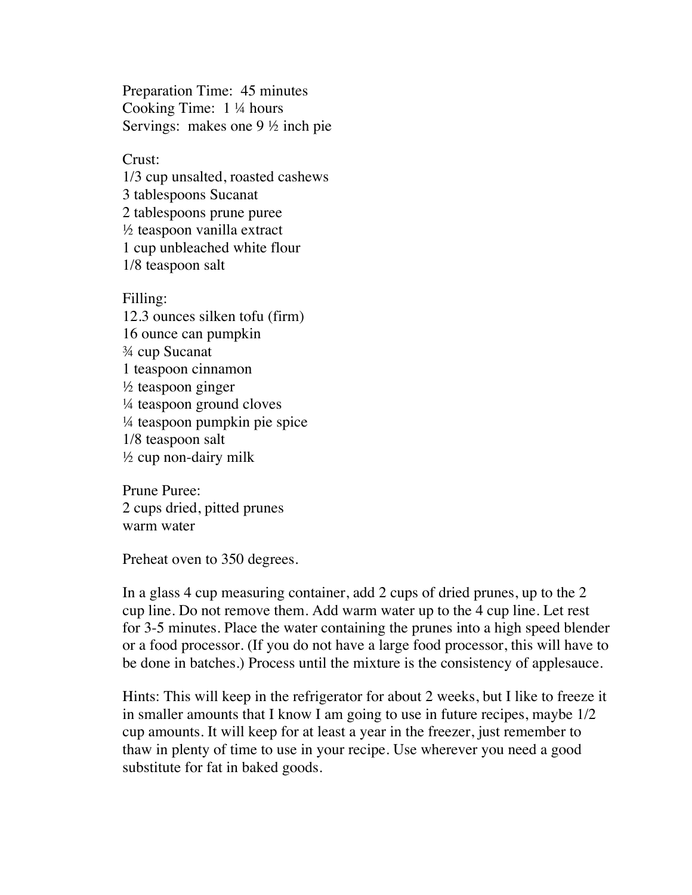Preparation Time: 45 minutes
Cooking Time: 1 ¼ hours
Servings: makes one 9 ½ inch pie

Crust:
1/3 cup unsalted, roasted cashews
3 tablespoons Sucanat
2 tablespoons prune puree
½ teaspoon vanilla extract
1 cup unbleached white flour
1/8 teaspoon salt

Filling:
12.3 ounces silken tofu (firm)
16 ounce can pumpkin
¾ cup Sucanat
1 teaspoon cinnamon
½ teaspoon ginger
¼ teaspoon ground cloves
¼ teaspoon pumpkin pie spice
1/8 teaspoon salt
½ cup non-dairy milk

Prune Puree:
2 cups dried, pitted prunes
warm water

Preheat oven to 350 degrees.

In a glass 4 cup measuring container, add 2 cups of dried prunes, up to the 2 cup line. Do not remove them. Add warm water up to the 4 cup line. Let rest for 3-5 minutes. Place the water containing the prunes into a high speed blender or a food processor. (If you do not have a large food processor, this will have to be done in batches.) Process until the mixture is the consistency of applesauce.

Hints: This will keep in the refrigerator for about 2 weeks, but I like to freeze it in smaller amounts that I know I am going to use in future recipes, maybe 1/2 cup amounts. It will keep for at least a year in the freezer, just remember to thaw in plenty of time to use in your recipe. Use wherever you need a good substitute for fat in baked goods.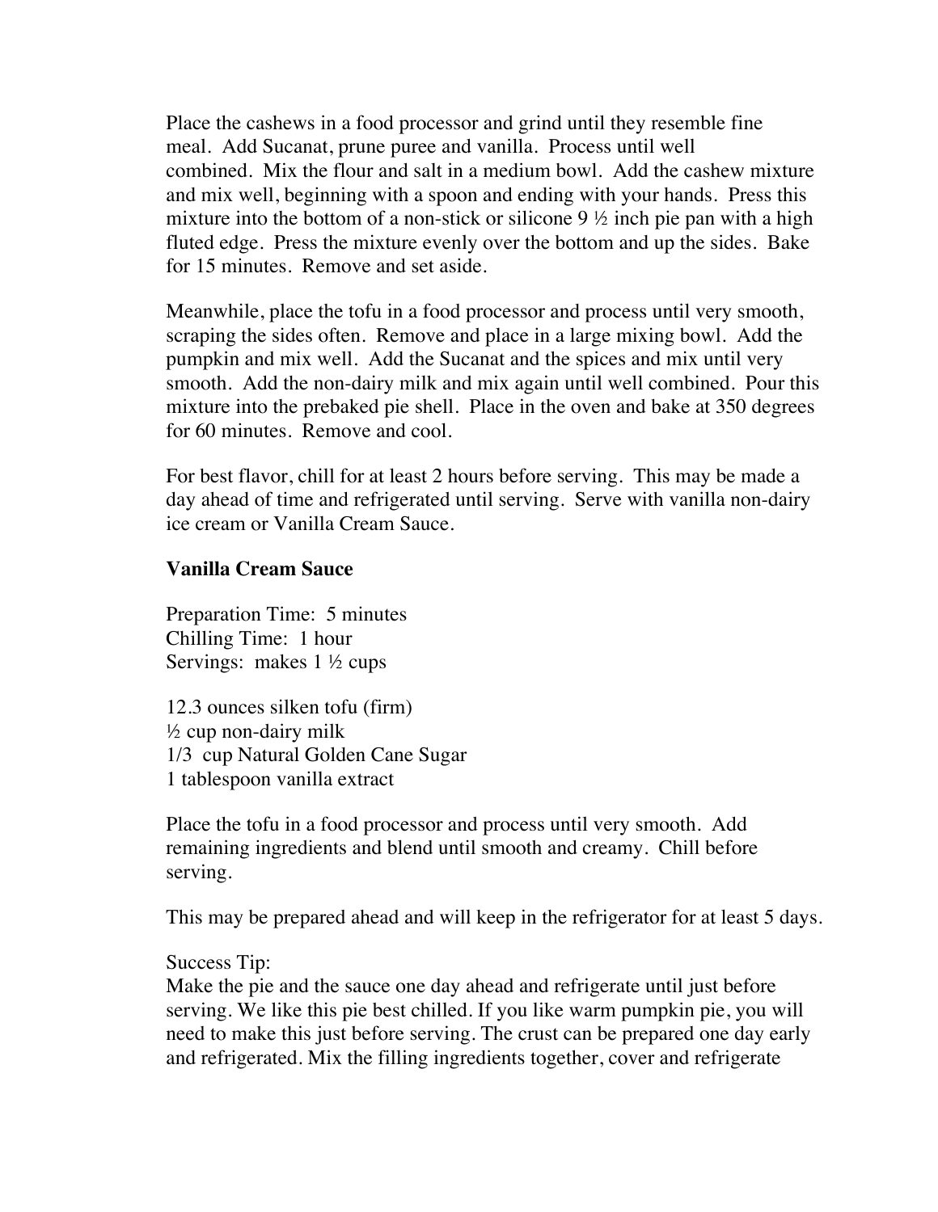Place the cashews in a food processor and grind until they resemble fine meal. Add Sucanat, prune puree and vanilla. Process until well combined. Mix the flour and salt in a medium bowl. Add the cashew mixture and mix well, beginning with a spoon and ending with your hands. Press this mixture into the bottom of a non-stick or silicone 9 ½ inch pie pan with a high fluted edge. Press the mixture evenly over the bottom and up the sides. Bake for 15 minutes. Remove and set aside.

Meanwhile, place the tofu in a food processor and process until very smooth, scraping the sides often. Remove and place in a large mixing bowl. Add the pumpkin and mix well. Add the Sucanat and the spices and mix until very smooth. Add the non-dairy milk and mix again until well combined. Pour this mixture into the prebaked pie shell. Place in the oven and bake at 350 degrees for 60 minutes. Remove and cool.

For best flavor, chill for at least 2 hours before serving. This may be made a day ahead of time and refrigerated until serving. Serve with vanilla non-dairy ice cream or Vanilla Cream Sauce.

**Vanilla Cream Sauce**

Preparation Time: 5 minutes
Chilling Time: 1 hour
Servings: makes 1 ½ cups

12.3 ounces silken tofu (firm)
½ cup non-dairy milk
1/3 cup Natural Golden Cane Sugar
1 tablespoon vanilla extract

Place the tofu in a food processor and process until very smooth. Add remaining ingredients and blend until smooth and creamy. Chill before serving.

This may be prepared ahead and will keep in the refrigerator for at least 5 days.

Success Tip:
Make the pie and the sauce one day ahead and refrigerate until just before serving. We like this pie best chilled. If you like warm pumpkin pie, you will need to make this just before serving. The crust can be prepared one day early and refrigerated. Mix the filling ingredients together, cover and refrigerate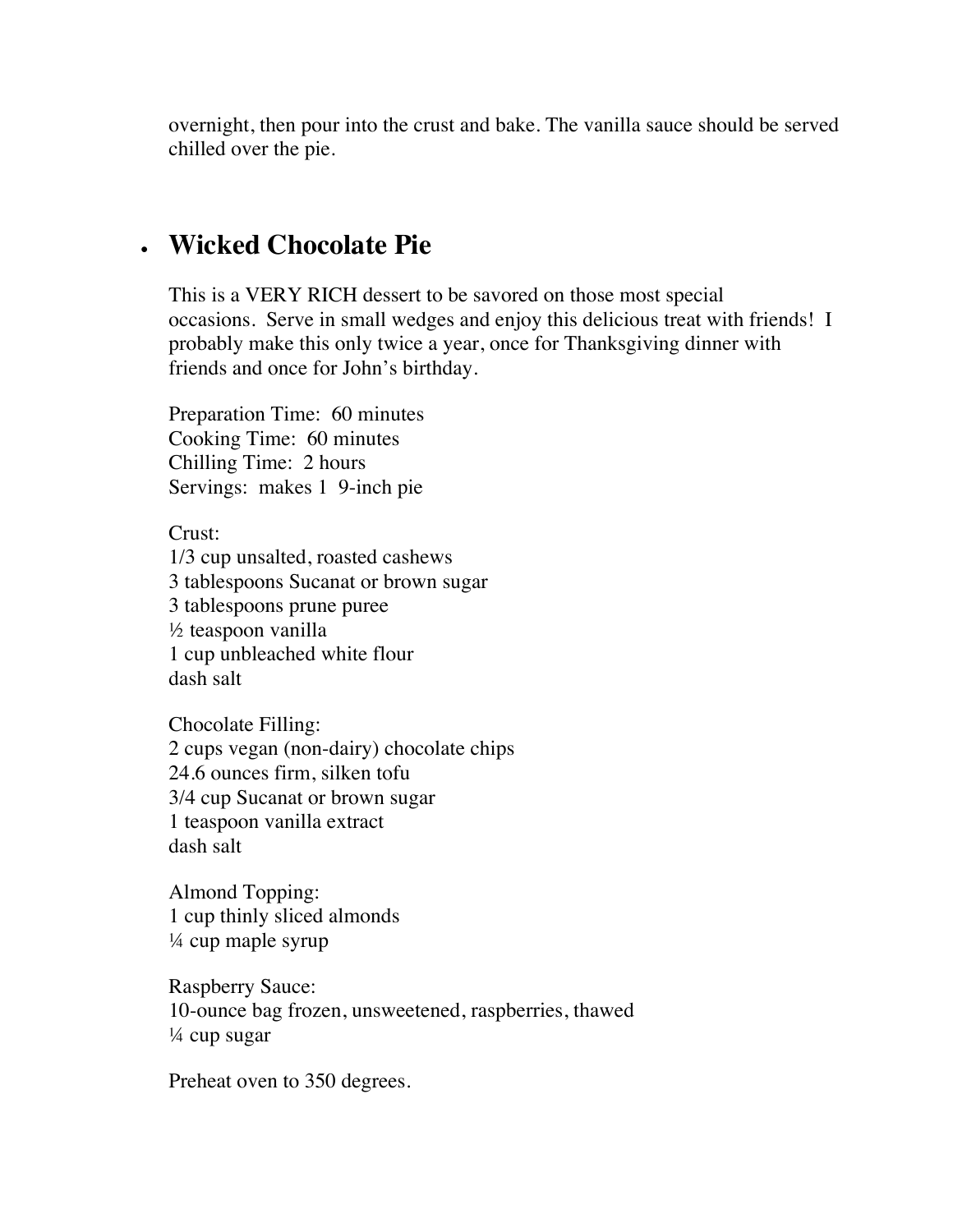overnight, then pour into the crust and bake. The vanilla sauce should be served chilled over the pie.

- ## Wicked Chocolate Pie

This is a VERY RICH dessert to be savored on those most special occasions. Serve in small wedges and enjoy this delicious treat with friends! I probably make this only twice a year, once for Thanksgiving dinner with friends and once for John's birthday.

Preparation Time: 60 minutes
Cooking Time: 60 minutes
Chilling Time: 2 hours
Servings: makes 1 9-inch pie

Crust:
1/3 cup unsalted, roasted cashews
3 tablespoons Sucanat or brown sugar
3 tablespoons prune puree
½ teaspoon vanilla
1 cup unbleached white flour
dash salt

Chocolate Filling:
2 cups vegan (non-dairy) chocolate chips
24.6 ounces firm, silken tofu
3/4 cup Sucanat or brown sugar
1 teaspoon vanilla extract
dash salt

Almond Topping:
1 cup thinly sliced almonds
¼ cup maple syrup

Raspberry Sauce:
10-ounce bag frozen, unsweetened, raspberries, thawed
¼ cup sugar

Preheat oven to 350 degrees.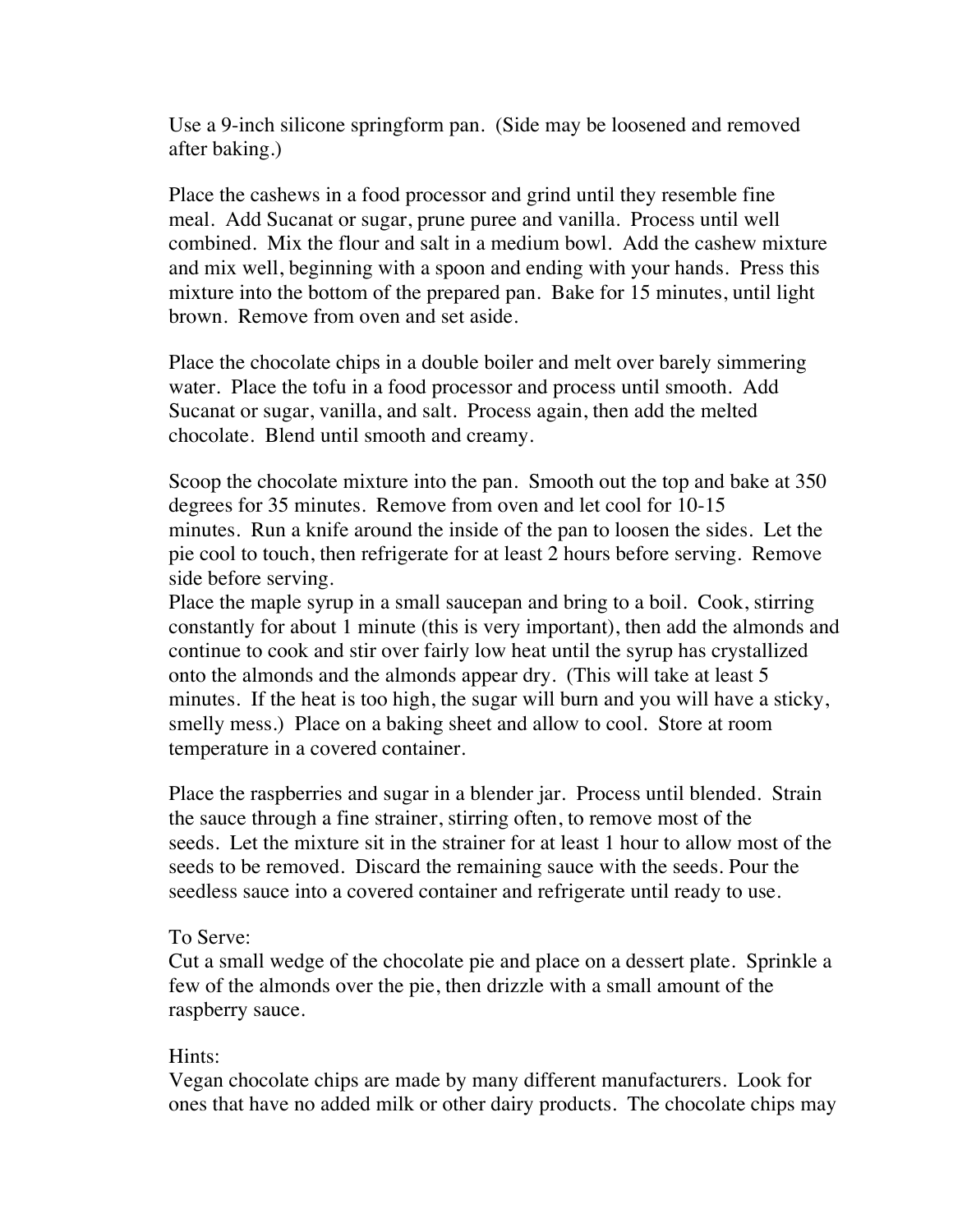Use a 9-inch silicone springform pan. (Side may be loosened and removed after baking.)

Place the cashews in a food processor and grind until they resemble fine meal. Add Sucanat or sugar, prune puree and vanilla. Process until well combined. Mix the flour and salt in a medium bowl. Add the cashew mixture and mix well, beginning with a spoon and ending with your hands. Press this mixture into the bottom of the prepared pan. Bake for 15 minutes, until light brown. Remove from oven and set aside.

Place the chocolate chips in a double boiler and melt over barely simmering water. Place the tofu in a food processor and process until smooth. Add Sucanat or sugar, vanilla, and salt. Process again, then add the melted chocolate. Blend until smooth and creamy.

Scoop the chocolate mixture into the pan. Smooth out the top and bake at 350 degrees for 35 minutes. Remove from oven and let cool for 10-15 minutes. Run a knife around the inside of the pan to loosen the sides. Let the pie cool to touch, then refrigerate for at least 2 hours before serving. Remove side before serving.
Place the maple syrup in a small saucepan and bring to a boil. Cook, stirring constantly for about 1 minute (this is very important), then add the almonds and continue to cook and stir over fairly low heat until the syrup has crystallized onto the almonds and the almonds appear dry. (This will take at least 5 minutes. If the heat is too high, the sugar will burn and you will have a sticky, smelly mess.) Place on a baking sheet and allow to cool. Store at room temperature in a covered container.

Place the raspberries and sugar in a blender jar. Process until blended. Strain the sauce through a fine strainer, stirring often, to remove most of the seeds. Let the mixture sit in the strainer for at least 1 hour to allow most of the seeds to be removed. Discard the remaining sauce with the seeds. Pour the seedless sauce into a covered container and refrigerate until ready to use.

To Serve:
Cut a small wedge of the chocolate pie and place on a dessert plate. Sprinkle a few of the almonds over the pie, then drizzle with a small amount of the raspberry sauce.

Hints:
Vegan chocolate chips are made by many different manufacturers. Look for ones that have no added milk or other dairy products. The chocolate chips may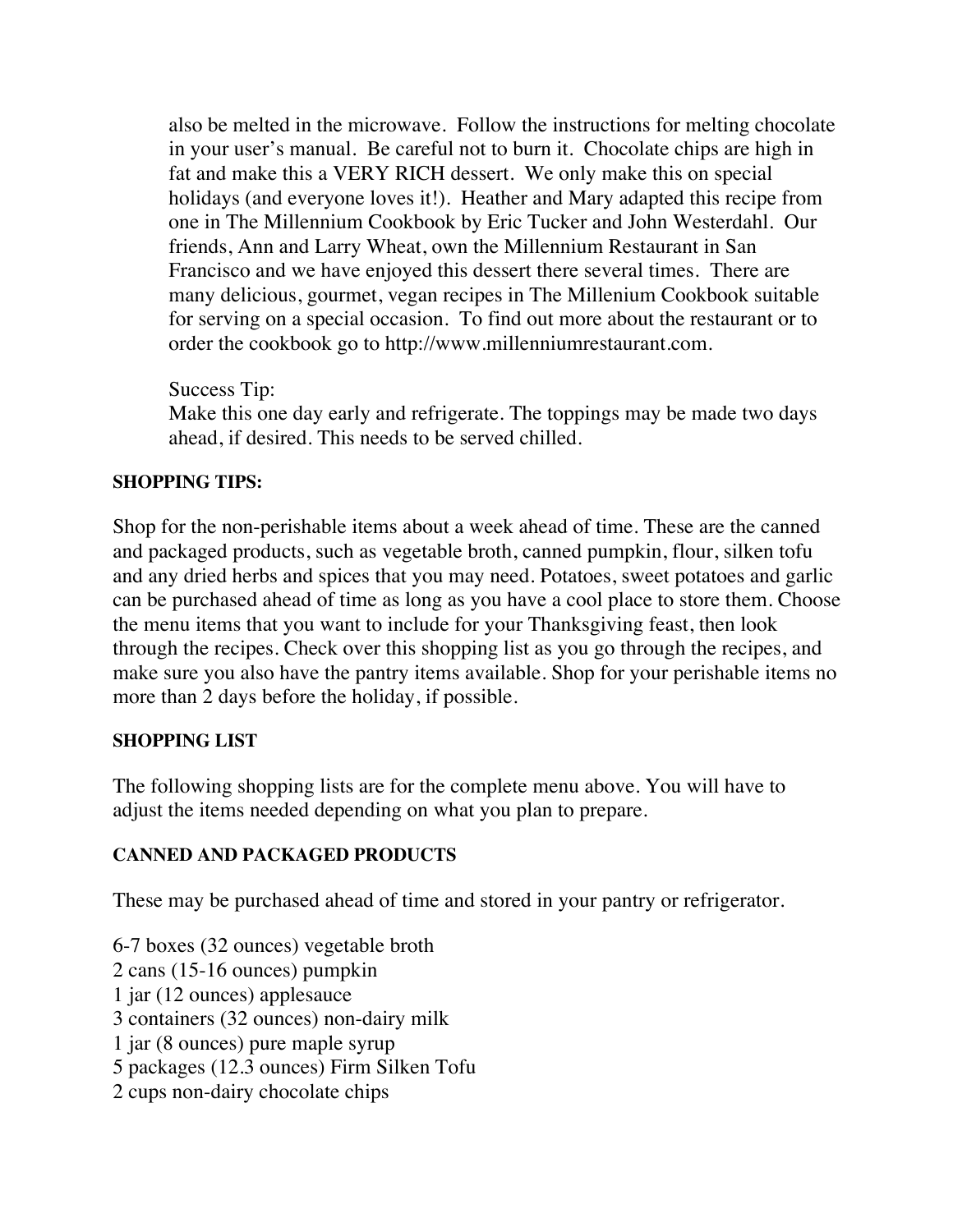also be melted in the microwave. Follow the instructions for melting chocolate in your user's manual. Be careful not to burn it. Chocolate chips are high in fat and make this a VERY RICH dessert. We only make this on special holidays (and everyone loves it!). Heather and Mary adapted this recipe from one in The Millennium Cookbook by Eric Tucker and John Westerdahl. Our friends, Ann and Larry Wheat, own the Millennium Restaurant in San Francisco and we have enjoyed this dessert there several times. There are many delicious, gourmet, vegan recipes in The Millenium Cookbook suitable for serving on a special occasion. To find out more about the restaurant or to order the cookbook go to http://www.millenniumrestaurant.com.

Success Tip:
Make this one day early and refrigerate. The toppings may be made two days ahead, if desired. This needs to be served chilled.

**SHOPPING TIPS:**

Shop for the non-perishable items about a week ahead of time. These are the canned and packaged products, such as vegetable broth, canned pumpkin, flour, silken tofu and any dried herbs and spices that you may need. Potatoes, sweet potatoes and garlic can be purchased ahead of time as long as you have a cool place to store them. Choose the menu items that you want to include for your Thanksgiving feast, then look through the recipes. Check over this shopping list as you go through the recipes, and make sure you also have the pantry items available. Shop for your perishable items no more than 2 days before the holiday, if possible.

**SHOPPING LIST**

The following shopping lists are for the complete menu above. You will have to adjust the items needed depending on what you plan to prepare.

**CANNED AND PACKAGED PRODUCTS**

These may be purchased ahead of time and stored in your pantry or refrigerator.

6-7 boxes (32 ounces) vegetable broth
2 cans (15-16 ounces) pumpkin
1 jar (12 ounces) applesauce
3 containers (32 ounces) non-dairy milk
1 jar (8 ounces) pure maple syrup
5 packages (12.3 ounces) Firm Silken Tofu
2 cups non-dairy chocolate chips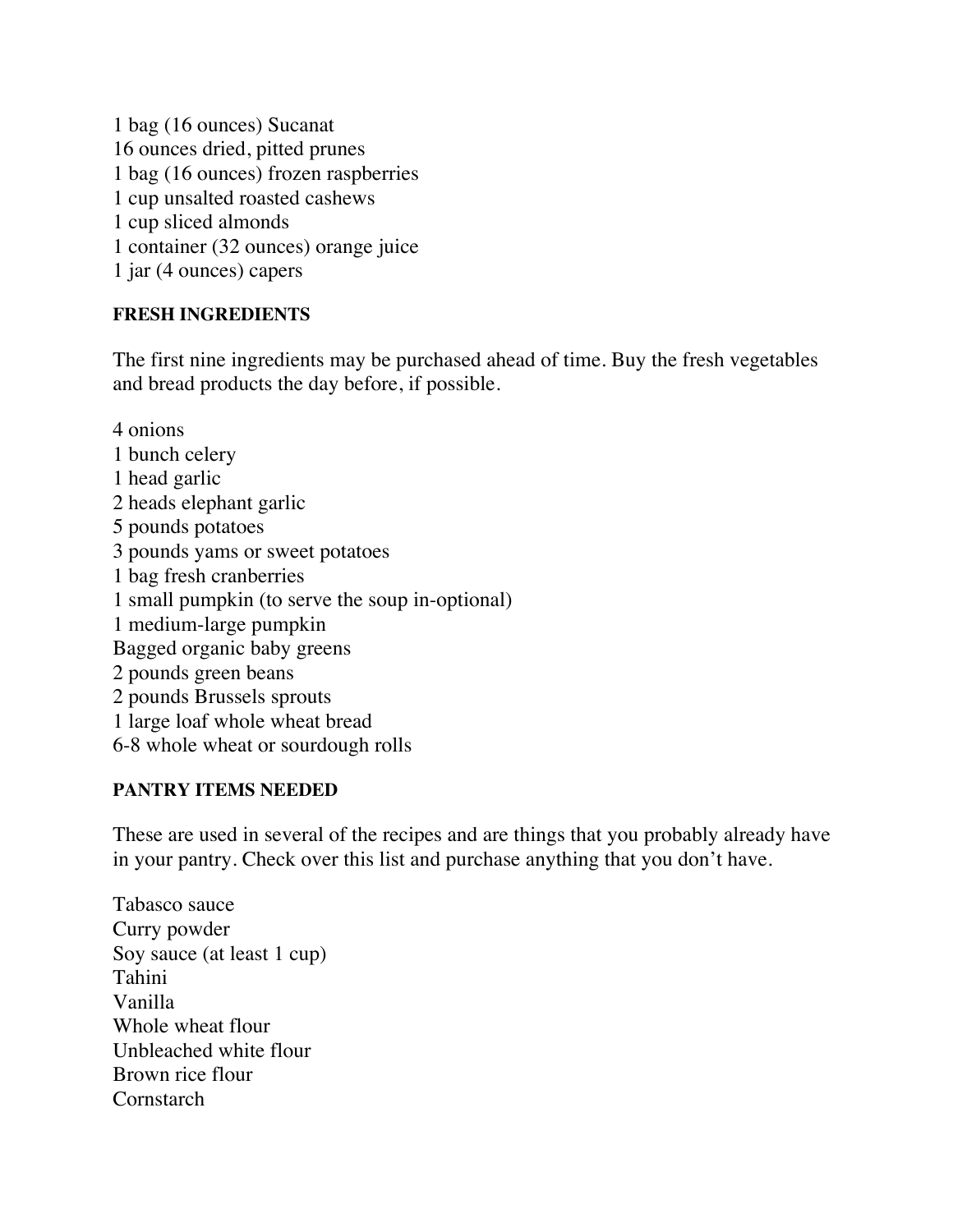1 bag (16 ounces) Sucanat
16 ounces dried, pitted prunes
1 bag (16 ounces) frozen raspberries
1 cup unsalted roasted cashews
1 cup sliced almonds
1 container (32 ounces) orange juice
1 jar (4 ounces) capers

**FRESH INGREDIENTS**

The first nine ingredients may be purchased ahead of time. Buy the fresh vegetables and bread products the day before, if possible.

4 onions
1 bunch celery
1 head garlic
2 heads elephant garlic
5 pounds potatoes
3 pounds yams or sweet potatoes
1 bag fresh cranberries
1 small pumpkin (to serve the soup in-optional)
1 medium-large pumpkin
Bagged organic baby greens
2 pounds green beans
2 pounds Brussels sprouts
1 large loaf whole wheat bread
6-8 whole wheat or sourdough rolls

**PANTRY ITEMS NEEDED**

These are used in several of the recipes and are things that you probably already have in your pantry. Check over this list and purchase anything that you don't have.

Tabasco sauce
Curry powder
Soy sauce (at least 1 cup)
Tahini
Vanilla
Whole wheat flour
Unbleached white flour
Brown rice flour
Cornstarch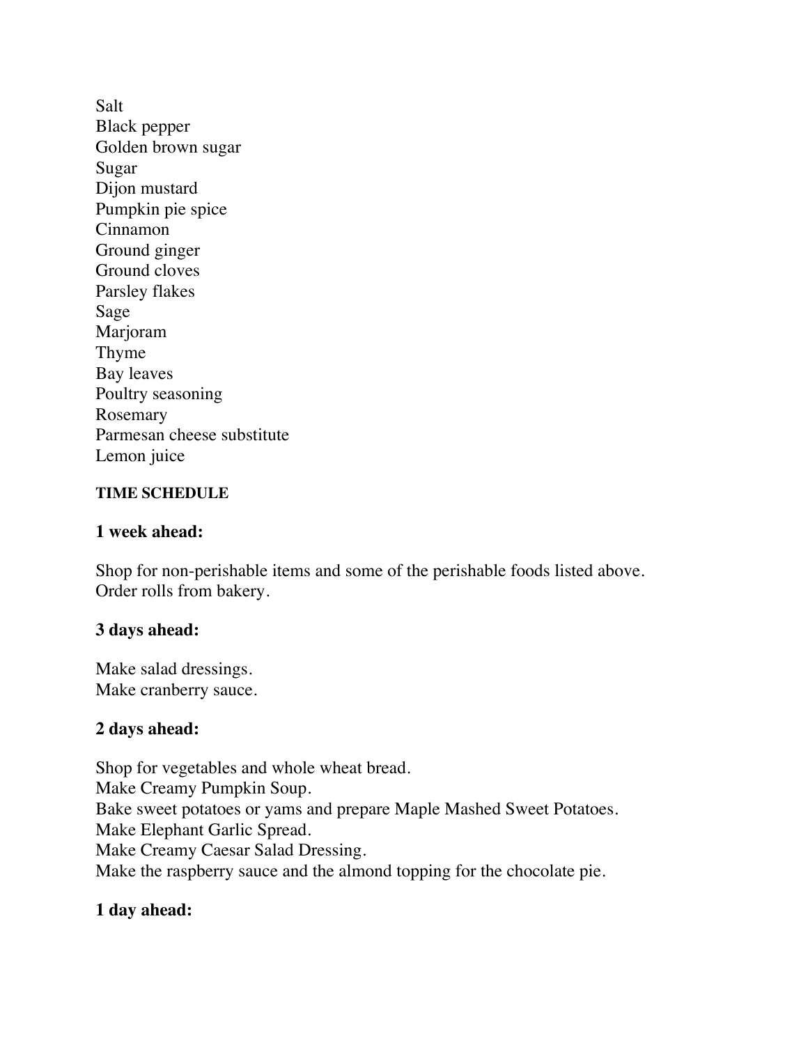Salt
Black pepper
Golden brown sugar
Sugar
Dijon mustard
Pumpkin pie spice
Cinnamon
Ground ginger
Ground cloves
Parsley flakes
Sage
Marjoram
Thyme
Bay leaves
Poultry seasoning
Rosemary
Parmesan cheese substitute
Lemon juice

## TIME SCHEDULE

### 1 week ahead:

Shop for non-perishable items and some of the perishable foods listed above.
Order rolls from bakery.

### 3 days ahead:

Make salad dressings.
Make cranberry sauce.

### 2 days ahead:

Shop for vegetables and whole wheat bread.
Make Creamy Pumpkin Soup.
Bake sweet potatoes or yams and prepare Maple Mashed Sweet Potatoes.
Make Elephant Garlic Spread.
Make Creamy Caesar Salad Dressing.
Make the raspberry sauce and the almond topping for the chocolate pie.

### 1 day ahead: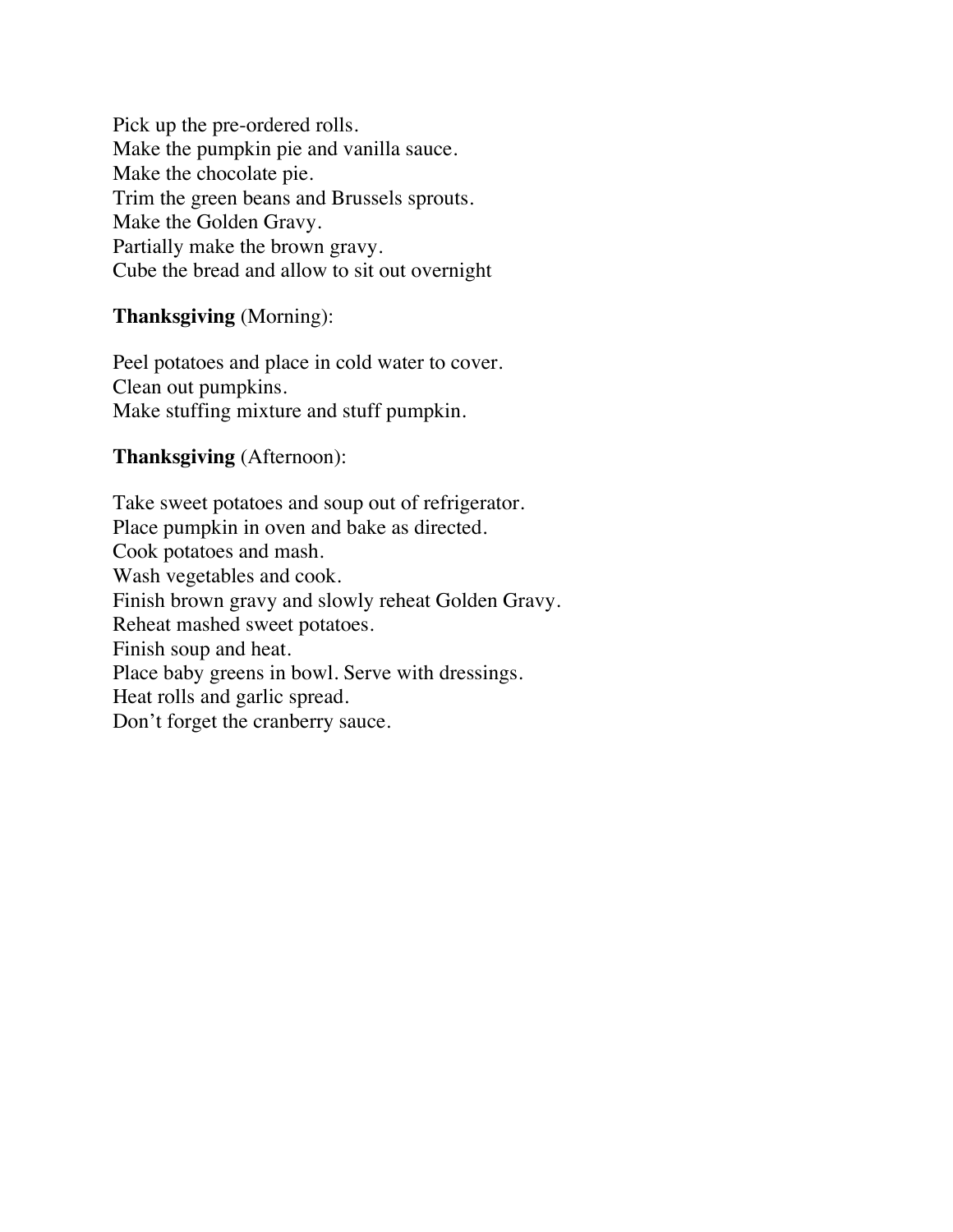Pick up the pre-ordered rolls.
Make the pumpkin pie and vanilla sauce.
Make the chocolate pie.
Trim the green beans and Brussels sprouts.
Make the Golden Gravy.
Partially make the brown gravy.
Cube the bread and allow to sit out overnight

**Thanksgiving** (Morning):

Peel potatoes and place in cold water to cover.
Clean out pumpkins.
Make stuffing mixture and stuff pumpkin.

**Thanksgiving** (Afternoon):

Take sweet potatoes and soup out of refrigerator.
Place pumpkin in oven and bake as directed.
Cook potatoes and mash.
Wash vegetables and cook.
Finish brown gravy and slowly reheat Golden Gravy.
Reheat mashed sweet potatoes.
Finish soup and heat.
Place baby greens in bowl. Serve with dressings.
Heat rolls and garlic spread.
Don't forget the cranberry sauce.